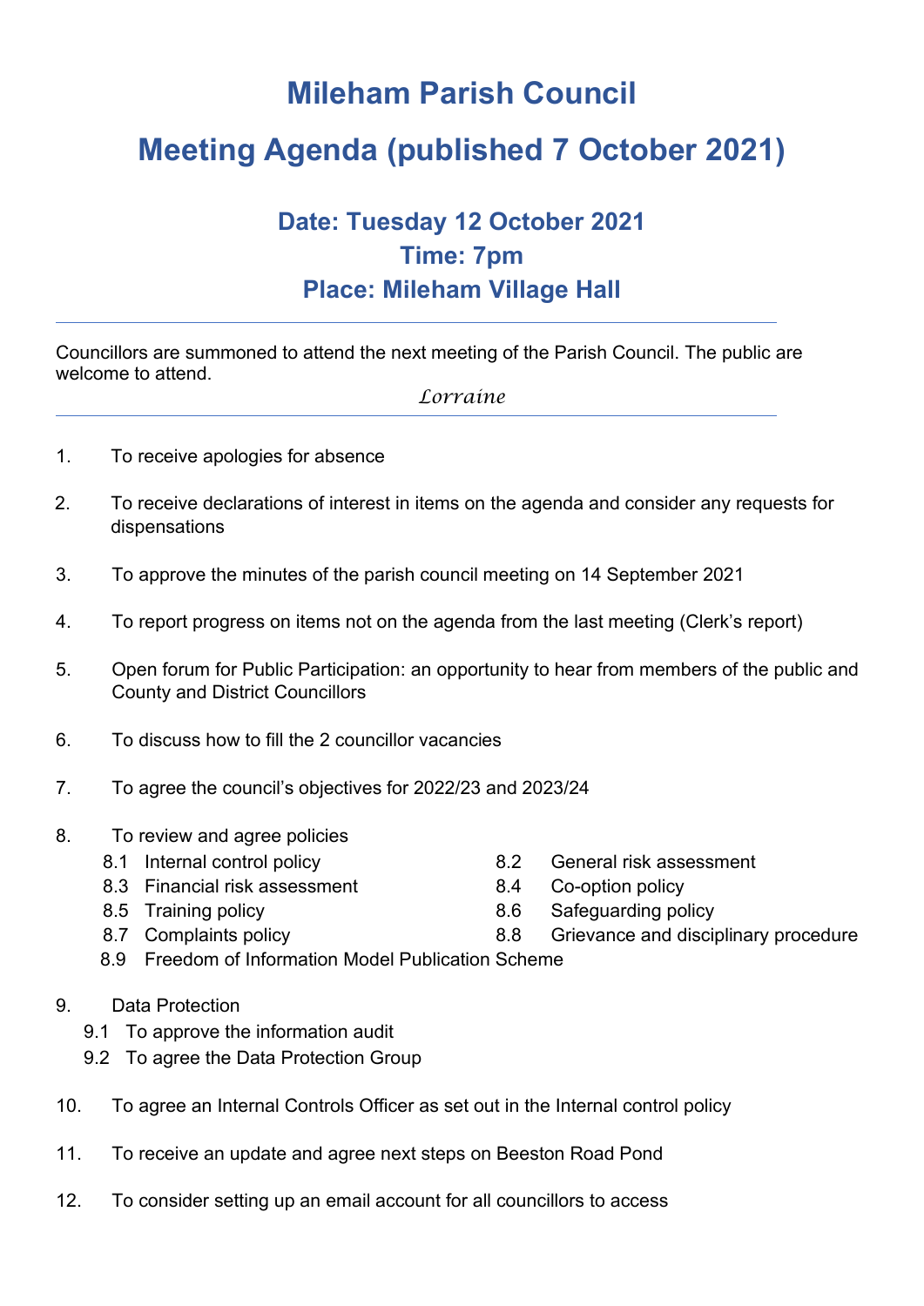# Mileham Parish Council

# Meeting Agenda (published 7 October 2021)

## Date: Tuesday 12 October 2021
## Time: 7pm
## Place: Mileham Village Hall

---

Councillors are summoned to attend the next meeting of the Parish Council. The public are welcome to attend.

*Lorraine*

---

1. To receive apologies for absence

2. To receive declarations of interest in items on the agenda and consider any requests for dispensations

3. To approve the minutes of the parish council meeting on 14 September 2021

4. To report progress on items not on the agenda from the last meeting (Clerk's report)

5. Open forum for Public Participation: an opportunity to hear from members of the public and County and District Councillors

6. To discuss how to fill the 2 councillor vacancies

7. To agree the council's objectives for 2022/23 and 2023/24

8. To review and agree policies
   - 8.1 Internal control policy
   - 8.2 General risk assessment
   - 8.3 Financial risk assessment
   - 8.4 Co-option policy
   - 8.5 Training policy
   - 8.6 Safeguarding policy
   - 8.7 Complaints policy
   - 8.8 Grievance and disciplinary procedure
   - 8.9 Freedom of Information Model Publication Scheme

9. Data Protection
   - 9.1 To approve the information audit
   - 9.2 To agree the Data Protection Group

10. To agree an Internal Controls Officer as set out in the Internal control policy

11. To receive an update and agree next steps on Beeston Road Pond

12. To consider setting up an email account for all councillors to access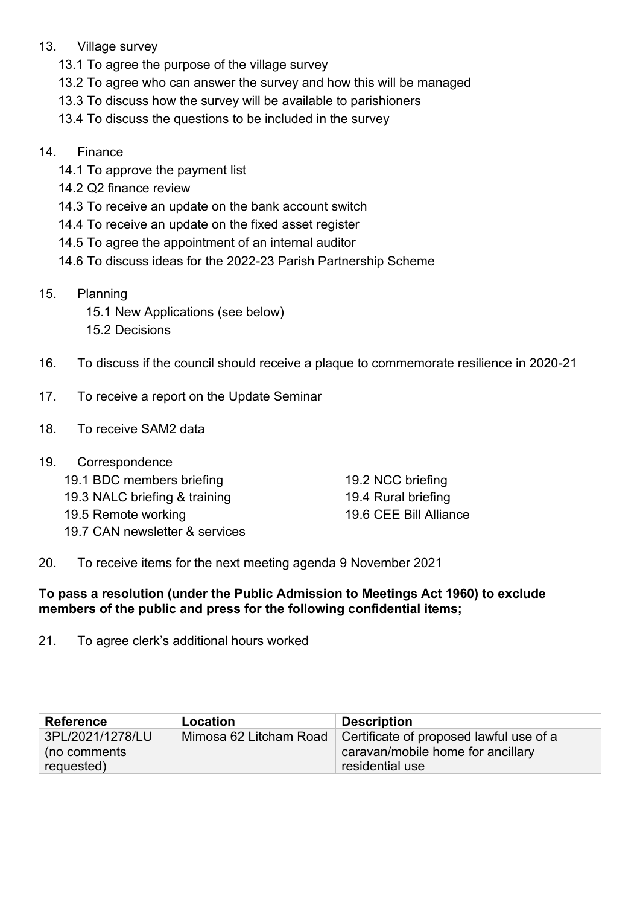13. Village survey
    13.1 To agree the purpose of the village survey
    13.2 To agree who can answer the survey and how this will be managed
    13.3 To discuss how the survey will be available to parishioners
    13.4 To discuss the questions to be included in the survey

14. Finance
    14.1 To approve the payment list
    14.2 Q2 finance review
    14.3 To receive an update on the bank account switch
    14.4 To receive an update on the fixed asset register
    14.5 To agree the appointment of an internal auditor
    14.6 To discuss ideas for the 2022-23 Parish Partnership Scheme

15. Planning
    15.1 New Applications (see below)
    15.2 Decisions

16. To discuss if the council should receive a plaque to commemorate resilience in 2020-21

17. To receive a report on the Update Seminar

18. To receive SAM2 data

19. Correspondence
    19.1 BDC members briefing
    19.2 NCC briefing
    19.3 NALC briefing & training
    19.4 Rural briefing
    19.5 Remote working
    19.6 CEE Bill Alliance
    19.7 CAN newsletter & services

20. To receive items for the next meeting agenda 9 November 2021

**To pass a resolution (under the Public Admission to Meetings Act 1960) to exclude members of the public and press for the following confidential items;**

21. To agree clerk's additional hours worked

| Reference | Location | Description |
|---|---|---|
| 3PL/2021/1278/LU (no comments requested) | Mimosa 62 Litcham Road | Certificate of proposed lawful use of a caravan/mobile home for ancillary residential use |